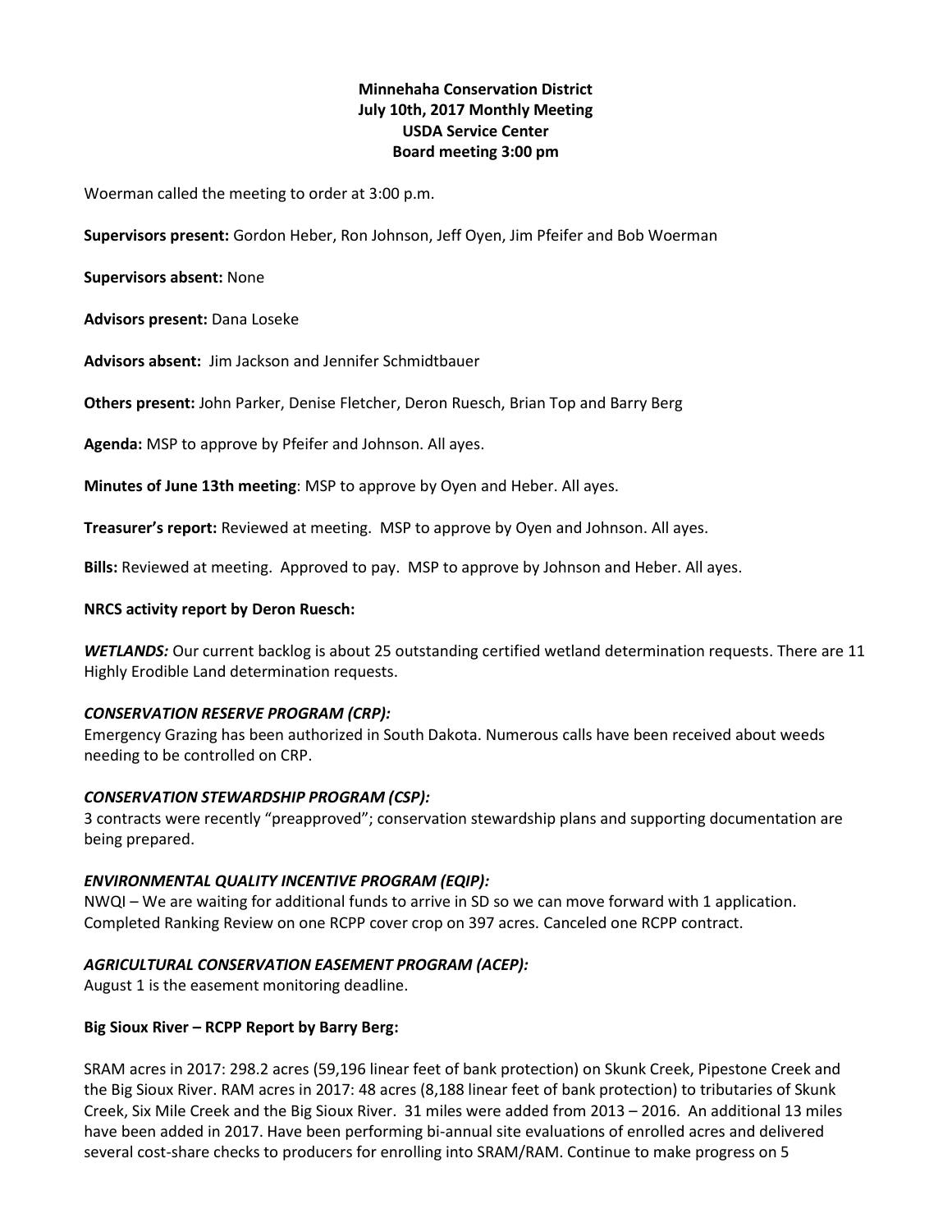**Minnehaha Conservation District**
**July 10th, 2017 Monthly Meeting**
**USDA Service Center**
**Board meeting 3:00 pm**

Woerman called the meeting to order at 3:00 p.m.

**Supervisors present:** Gordon Heber, Ron Johnson, Jeff Oyen, Jim Pfeifer and Bob Woerman

**Supervisors absent:** None

**Advisors present:** Dana Loseke

**Advisors absent:** Jim Jackson and Jennifer Schmidtbauer

**Others present:** John Parker, Denise Fletcher, Deron Ruesch, Brian Top and Barry Berg

**Agenda:** MSP to approve by Pfeifer and Johnson. All ayes.

**Minutes of June 13th meeting**: MSP to approve by Oyen and Heber. All ayes.

**Treasurer's report:** Reviewed at meeting. MSP to approve by Oyen and Johnson. All ayes.

**Bills:** Reviewed at meeting. Approved to pay. MSP to approve by Johnson and Heber. All ayes.

**NRCS activity report by Deron Ruesch:**

***WETLANDS:*** Our current backlog is about 25 outstanding certified wetland determination requests. There are 11 Highly Erodible Land determination requests.

***CONSERVATION RESERVE PROGRAM (CRP):***
Emergency Grazing has been authorized in South Dakota. Numerous calls have been received about weeds needing to be controlled on CRP.

***CONSERVATION STEWARDSHIP PROGRAM (CSP):***
3 contracts were recently "preapproved"; conservation stewardship plans and supporting documentation are being prepared.

***ENVIRONMENTAL QUALITY INCENTIVE PROGRAM (EQIP):***
NWQI – We are waiting for additional funds to arrive in SD so we can move forward with 1 application. Completed Ranking Review on one RCPP cover crop on 397 acres. Canceled one RCPP contract.

***AGRICULTURAL CONSERVATION EASEMENT PROGRAM (ACEP):***
August 1 is the easement monitoring deadline.

**Big Sioux River – RCPP Report by Barry Berg:**

SRAM acres in 2017: 298.2 acres (59,196 linear feet of bank protection) on Skunk Creek, Pipestone Creek and the Big Sioux River. RAM acres in 2017: 48 acres (8,188 linear feet of bank protection) to tributaries of Skunk Creek, Six Mile Creek and the Big Sioux River. 31 miles were added from 2013 – 2016. An additional 13 miles have been added in 2017. Have been performing bi-annual site evaluations of enrolled acres and delivered several cost-share checks to producers for enrolling into SRAM/RAM. Continue to make progress on 5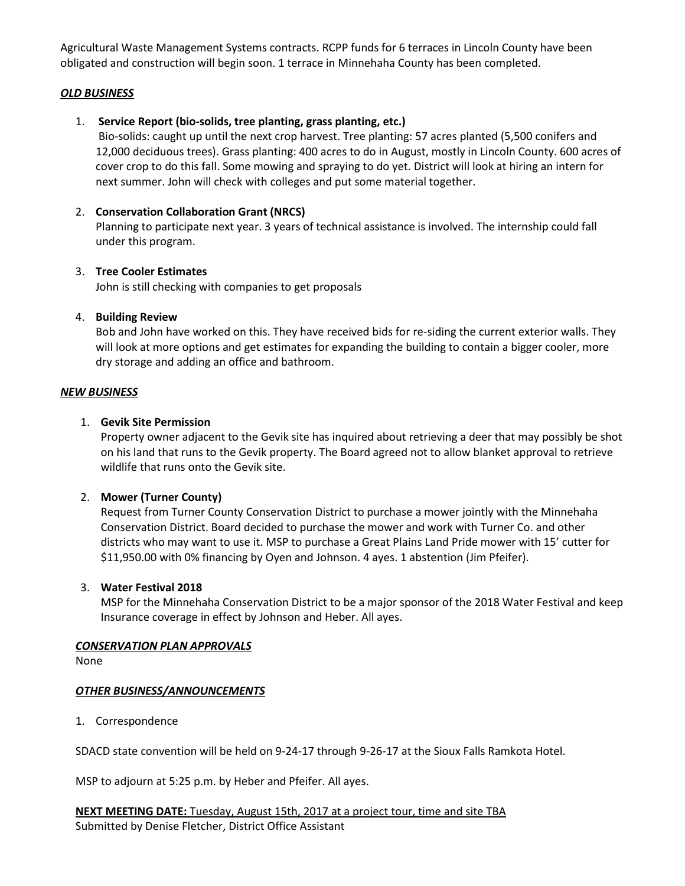Agricultural Waste Management Systems contracts. RCPP funds for 6 terraces in Lincoln County have been obligated and construction will begin soon. 1 terrace in Minnehaha County has been completed.

***OLD BUSINESS***

1. **Service Report (bio-solids, tree planting, grass planting, etc.)**
   Bio-solids: caught up until the next crop harvest. Tree planting: 57 acres planted (5,500 conifers and 12,000 deciduous trees). Grass planting: 400 acres to do in August, mostly in Lincoln County. 600 acres of cover crop to do this fall. Some mowing and spraying to do yet. District will look at hiring an intern for next summer. John will check with colleges and put some material together.

2. **Conservation Collaboration Grant (NRCS)**
   Planning to participate next year. 3 years of technical assistance is involved. The internship could fall under this program.

3. **Tree Cooler Estimates**
   John is still checking with companies to get proposals

4. **Building Review**
   Bob and John have worked on this. They have received bids for re-siding the current exterior walls. They will look at more options and get estimates for expanding the building to contain a bigger cooler, more dry storage and adding an office and bathroom.

***NEW BUSINESS***

1. **Gevik Site Permission**
   Property owner adjacent to the Gevik site has inquired about retrieving a deer that may possibly be shot on his land that runs to the Gevik property. The Board agreed not to allow blanket approval to retrieve wildlife that runs onto the Gevik site.

2. **Mower (Turner County)**
   Request from Turner County Conservation District to purchase a mower jointly with the Minnehaha Conservation District. Board decided to purchase the mower and work with Turner Co. and other districts who may want to use it. MSP to purchase a Great Plains Land Pride mower with 15' cutter for $11,950.00 with 0% financing by Oyen and Johnson. 4 ayes. 1 abstention (Jim Pfeifer).

3. **Water Festival 2018**
   MSP for the Minnehaha Conservation District to be a major sponsor of the 2018 Water Festival and keep Insurance coverage in effect by Johnson and Heber. All ayes.

***CONSERVATION PLAN APPROVALS***

None

***OTHER BUSINESS/ANNOUNCEMENTS***

1. Correspondence

SDACD state convention will be held on 9-24-17 through 9-26-17 at the Sioux Falls Ramkota Hotel.

MSP to adjourn at 5:25 p.m. by Heber and Pfeifer. All ayes.

**NEXT MEETING DATE:** Tuesday, August 15th, 2017 at a project tour, time and site TBA
Submitted by Denise Fletcher, District Office Assistant